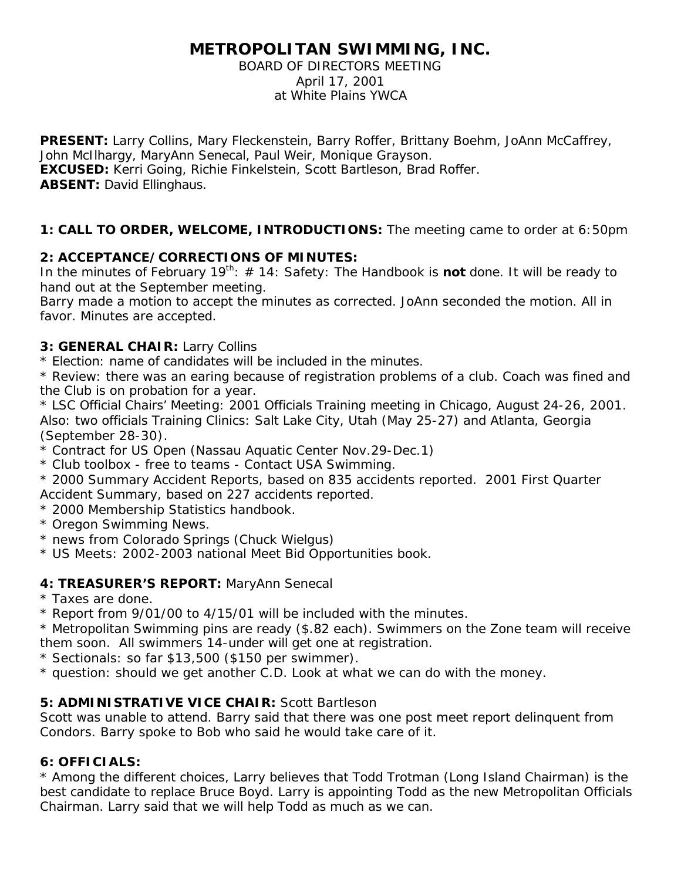# METROPOLITAN SWIMMING, INC.

BOARD OF DIRECTORS MEETING
April 17, 2001
at White Plains YWCA

**PRESENT:** Larry Collins, Mary Fleckenstein, Barry Roffer, Brittany Boehm, JoAnn McCaffrey, John McIlhargy, MaryAnn Senecal, Paul Weir, Monique Grayson.
**EXCUSED:** Kerri Going, Richie Finkelstein, Scott Bartleson, Brad Roffer.
**ABSENT:** David Ellinghaus.

**1: CALL TO ORDER, WELCOME, INTRODUCTIONS:** The meeting came to order at 6:50pm

**2: ACCEPTANCE/CORRECTIONS OF MINUTES:**
In the minutes of February 19th: # 14: Safety: The Handbook is **not** done. It will be ready to hand out at the September meeting.
Barry made a motion to accept the minutes as corrected. JoAnn seconded the motion. All in favor. Minutes are accepted.

**3: GENERAL CHAIR:** Larry Collins

* Election: name of candidates will be included in the minutes.
* Review: there was an earing because of registration problems of a club. Coach was fined and the Club is on probation for a year.
* LSC Official Chairs' Meeting: 2001 Officials Training meeting in Chicago, August 24-26, 2001. Also: two officials Training Clinics: Salt Lake City, Utah (May 25-27) and Atlanta, Georgia (September 28-30).
* Contract for US Open (Nassau Aquatic Center Nov.29-Dec.1)
* Club toolbox - free to teams - Contact USA Swimming.
* 2000 Summary Accident Reports, based on 835 accidents reported. 2001 First Quarter Accident Summary, based on 227 accidents reported.
* 2000 Membership Statistics handbook.
* Oregon Swimming News.
* news from Colorado Springs (Chuck Wielgus)
* US Meets: 2002-2003 national Meet Bid Opportunities book.

**4: TREASURER'S REPORT:** MaryAnn Senecal

* Taxes are done.
* Report from 9/01/00 to 4/15/01 will be included with the minutes.
* Metropolitan Swimming pins are ready ($.82 each). Swimmers on the Zone team will receive them soon. All swimmers 14-under will get one at registration.
* Sectionals: so far $13,500 ($150 per swimmer).
* question: should we get another C.D. Look at what we can do with the money.

**5: ADMINISTRATIVE VICE CHAIR:** Scott Bartleson
Scott was unable to attend. Barry said that there was one post meet report delinquent from Condors. Barry spoke to Bob who said he would take care of it.

**6: OFFICIALS:**

* Among the different choices, Larry believes that Todd Trotman (Long Island Chairman) is the best candidate to replace Bruce Boyd. Larry is appointing Todd as the new Metropolitan Officials Chairman. Larry said that we will help Todd as much as we can.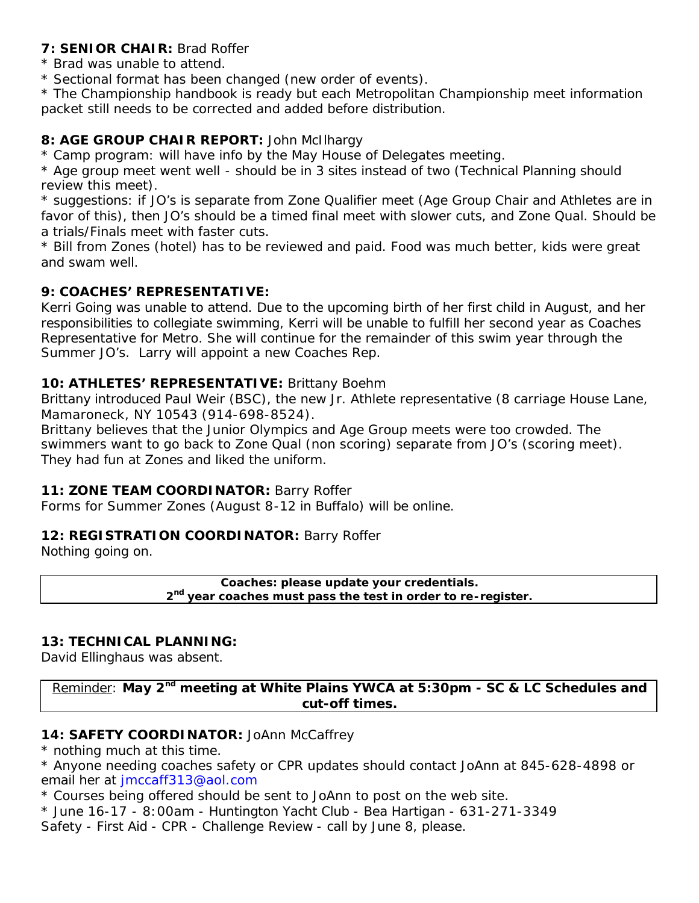**7: SENIOR CHAIR:** Brad Roffer

* Brad was unable to attend.
* Sectional format has been changed (new order of events).
* The Championship handbook is ready but each Metropolitan Championship meet information packet still needs to be corrected and added before distribution.

**8: AGE GROUP CHAIR REPORT:** John McIlhargy

* Camp program: will have info by the May House of Delegates meeting.
* Age group meet went well - should be in 3 sites instead of two (Technical Planning should review this meet).
* suggestions: if JO's is separate from Zone Qualifier meet (Age Group Chair and Athletes are in favor of this), then JO's should be a timed final meet with slower cuts, and Zone Qual. Should be a trials/Finals meet with faster cuts.
* Bill from Zones (hotel) has to be reviewed and paid. Food was much better, kids were great and swam well.

**9: COACHES' REPRESENTATIVE:**

Kerri Going was unable to attend. Due to the upcoming birth of her first child in August, and her responsibilities to collegiate swimming, Kerri will be unable to fulfill her second year as Coaches Representative for Metro. She will continue for the remainder of this swim year through the Summer JO's. Larry will appoint a new Coaches Rep.

**10: ATHLETES' REPRESENTATIVE:** Brittany Boehm

Brittany introduced Paul Weir (BSC), the new Jr. Athlete representative (8 carriage House Lane, Mamaroneck, NY 10543 (914-698-8524).

Brittany believes that the Junior Olympics and Age Group meets were too crowded. The swimmers want to go back to Zone Qual (non scoring) separate from JO's (scoring meet). They had fun at Zones and liked the uniform.

**11: ZONE TEAM COORDINATOR:** Barry Roffer

Forms for Summer Zones (August 8-12 in Buffalo) will be online.

**12: REGISTRATION COORDINATOR:** Barry Roffer

Nothing going on.

**Coaches: please update your credentials.**
**2nd year coaches must pass the test in order to re-register.**

**13: TECHNICAL PLANNING:**

David Ellinghaus was absent.

Reminder: **May 2nd meeting at White Plains YWCA at 5:30pm - SC & LC Schedules and cut-off times.**

**14: SAFETY COORDINATOR:** JoAnn McCaffrey

* nothing much at this time.
* Anyone needing coaches safety or CPR updates should contact JoAnn at 845-628-4898 or email her at jmccaff313@aol.com
* Courses being offered should be sent to JoAnn to post on the web site.
* June 16-17 - 8:00am - Huntington Yacht Club - Bea Hartigan - 631-271-3349

Safety - First Aid - CPR - Challenge Review - call by June 8, please.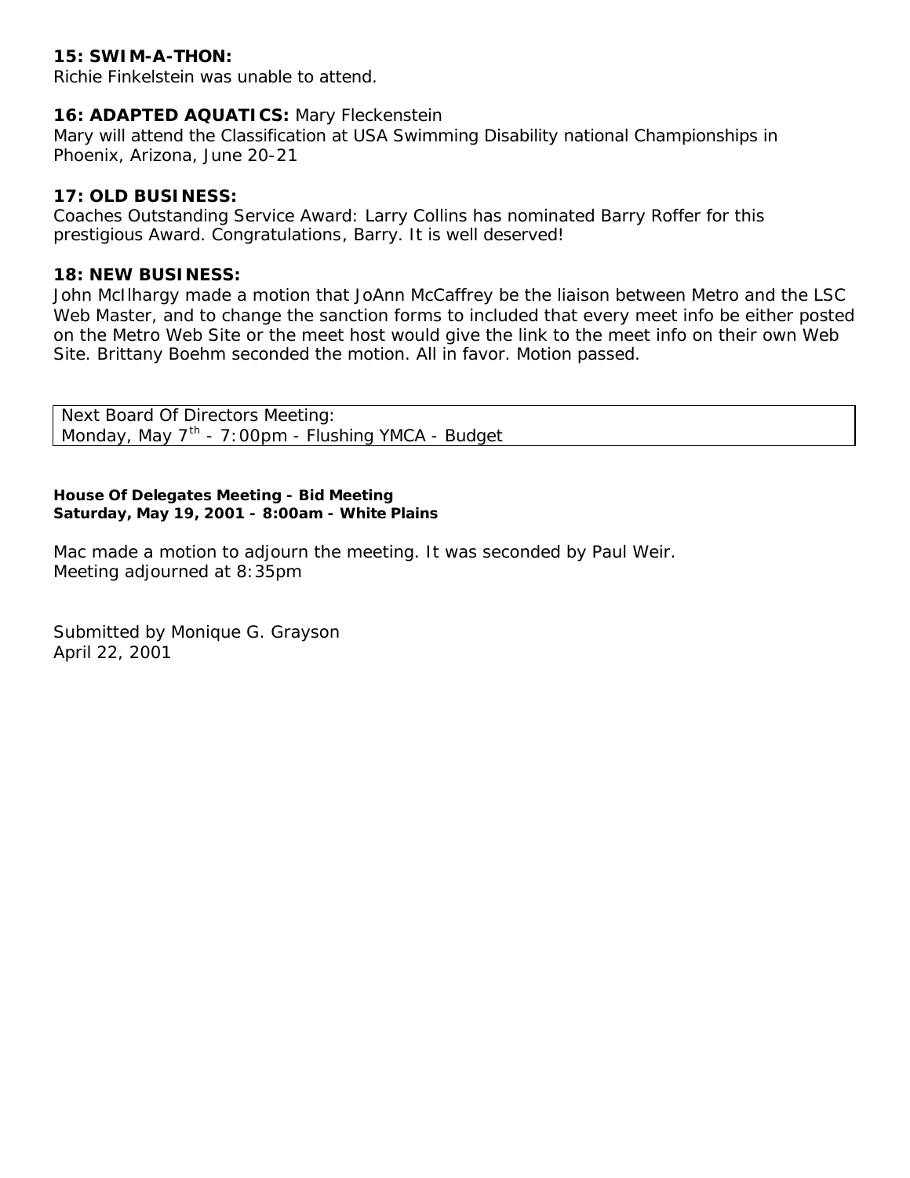**15: SWIM-A-THON:**
Richie Finkelstein was unable to attend.

**16: ADAPTED AQUATICS:** Mary Fleckenstein
Mary will attend the Classification at USA Swimming Disability national Championships in Phoenix, Arizona, June 20-21

**17: OLD BUSINESS:**
Coaches Outstanding Service Award: Larry Collins has nominated Barry Roffer for this prestigious Award. Congratulations, Barry. It is well deserved!

**18: NEW BUSINESS:**
John McIlhargy made a motion that JoAnn McCaffrey be the liaison between Metro and the LSC Web Master, and to change the sanction forms to included that every meet info be either posted on the Metro Web Site or the meet host would give the link to the meet info on their own Web Site. Brittany Boehm seconded the motion. All in favor. Motion passed.

| |
|---|
| Next Board Of Directors Meeting:<br>Monday, May 7th - 7:00pm - Flushing YMCA - Budget |

**House Of Delegates Meeting - Bid Meeting**
**Saturday, May 19, 2001 - 8:00am - White Plains**

Mac made a motion to adjourn the meeting. It was seconded by Paul Weir.
Meeting adjourned at 8:35pm

Submitted by Monique G. Grayson
April 22, 2001